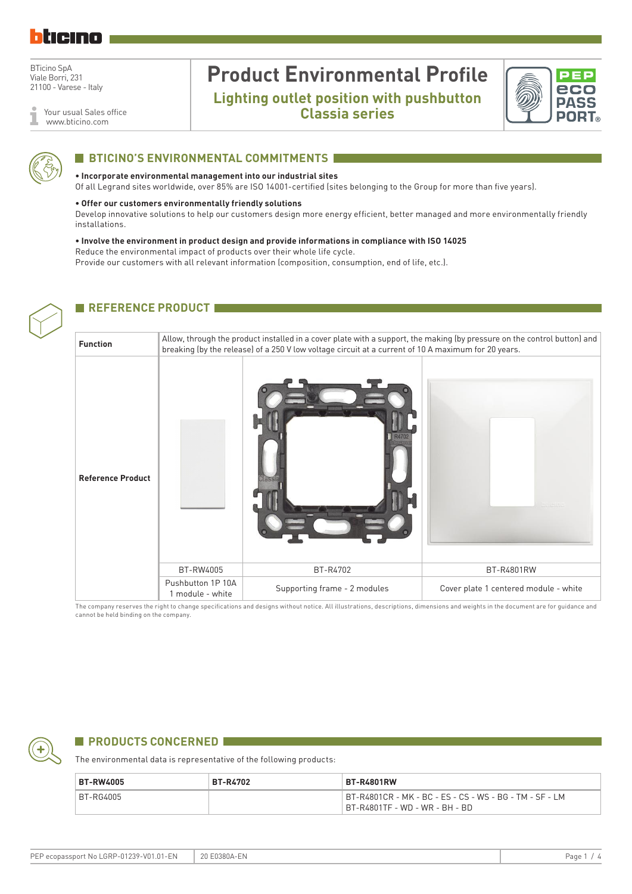BTicino SpA
Viale Borri, 231
21100 - Varese - Italy

Your usual Sales office
www.bticino.com

# Product Environmental Profile

## Lighting outlet position with pushbutton Classia series

## BTICINO'S ENVIRONMENTAL COMMITMENTS

**• Incorporate environmental management into our industrial sites**
Of all Legrand sites worldwide, over 85% are ISO 14001-certified (sites belonging to the Group for more than five years).

**• Offer our customers environmentally friendly solutions**
Develop innovative solutions to help our customers design more energy efficient, better managed and more environmentally friendly installations.

**• Involve the environment in product design and provide informations in compliance with ISO 14025**
Reduce the environmental impact of products over their whole life cycle.
Provide our customers with all relevant information (composition, consumption, end of life, etc.).

## REFERENCE PRODUCT

| **Function** | Allow, through the product installed in a cover plate with a support, the making (by pressure on the control button) and breaking (by the release) of a 250 V low voltage circuit at a current of 10 A maximum for 20 years. | | |
|---|---|---|---|
| **Reference Product** | BT-RW4005 | BT-R4702 | BT-R4801RW |
| | Pushbutton 1P 10A 1 module - white | Supporting frame - 2 modules | Cover plate 1 centered module - white |

The company reserves the right to change specifications and designs without notice. All illustrations, descriptions, dimensions and weights in the document are for guidance and cannot be held binding on the company.

## PRODUCTS CONCERNED

The environmental data is representative of the following products:

| **BT-RW4005** | **BT-R4702** | **BT-R4801RW** |
|---|---|---|
| BT-RG4005 | | BT-R4801CR - MK - BC - ES - CS - WS - BG - TM - SF - LM BT-R4801TF - WD - WR - BH - BD |

PEP ecopassport No LGRP-01239-V01.01-EN | 20 E0380A-EN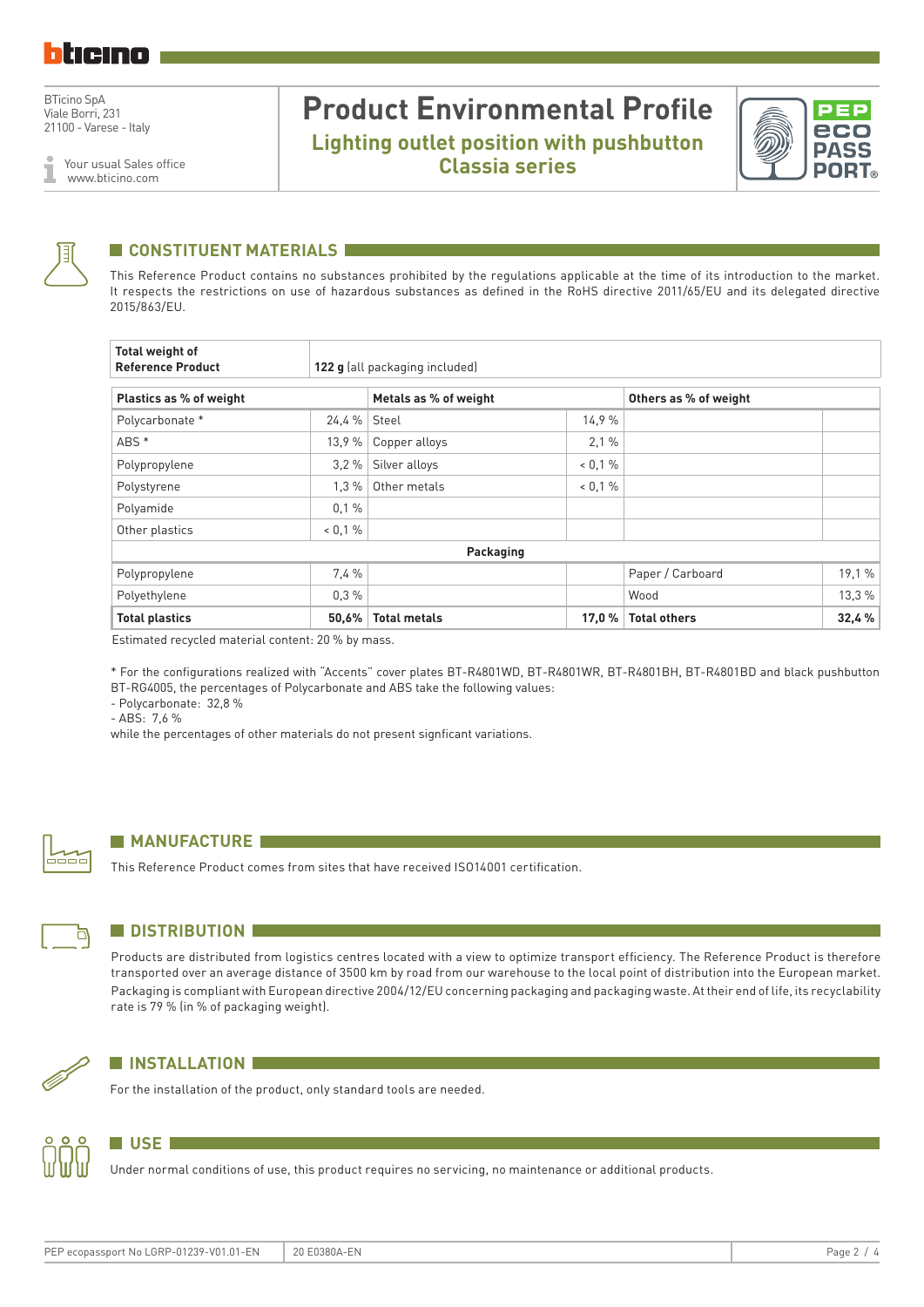BTicino SpA
Viale Borri, 231
21100 - Varese - Italy

Your usual Sales office
www.bticino.com

# Product Environmental Profile

## Lighting outlet position with pushbutton Classia series

## CONSTITUENT MATERIALS

This Reference Product contains no substances prohibited by the regulations applicable at the time of its introduction to the market. It respects the restrictions on use of hazardous substances as defined in the RoHS directive 2011/65/EU and its delegated directive 2015/863/EU.

| **Total weight of Reference Product** | **122 g** (all packaging included) | | | | |
|---|---|---|---|---|---|
| **Plastics as % of weight** | | **Metals as % of weight** | | **Others as % of weight** | |
| Polycarbonate * | 24,4 % | Steel | 14,9 % | | |
| ABS * | 13,9 % | Copper alloys | 2,1 % | | |
| Polypropylene | 3,2 % | Silver alloys | < 0,1 % | | |
| Polystyrene | 1,3 % | Other metals | < 0,1 % | | |
| Polyamide | 0,1 % | | | | |
| Other plastics | < 0,1 % | | | | |
| | | **Packaging** | | | |
| Polypropylene | 7,4 % | | | Paper / Carboard | 19,1 % |
| Polyethylene | 0,3 % | | | Wood | 13,3 % |
| **Total plastics** | **50,6%** | **Total metals** | **17,0 %** | **Total others** | **32,4 %** |

Estimated recycled material content: 20 % by mass.

* For the configurations realized with "Accents" cover plates BT-R4801WD, BT-R4801WR, BT-R4801BH, BT-R4801BD and black pushbutton BT-RG4005, the percentages of Polycarbonate and ABS take the following values:
- Polycarbonate: 32,8 %
- ABS: 7,6 %

while the percentages of other materials do not present signficant variations.

## MANUFACTURE

This Reference Product comes from sites that have received ISO14001 certification.

## DISTRIBUTION

Products are distributed from logistics centres located with a view to optimize transport efficiency. The Reference Product is therefore transported over an average distance of 3500 km by road from our warehouse to the local point of distribution into the European market. Packaging is compliant with European directive 2004/12/EU concerning packaging and packaging waste. At their end of life, its recyclability rate is 79 % (in % of packaging weight).

## INSTALLATION

For the installation of the product, only standard tools are needed.

## USE

Under normal conditions of use, this product requires no servicing, no maintenance or additional products.

PEP ecopassport No LGRP-01239-V01.01-EN | 20 E0380A-EN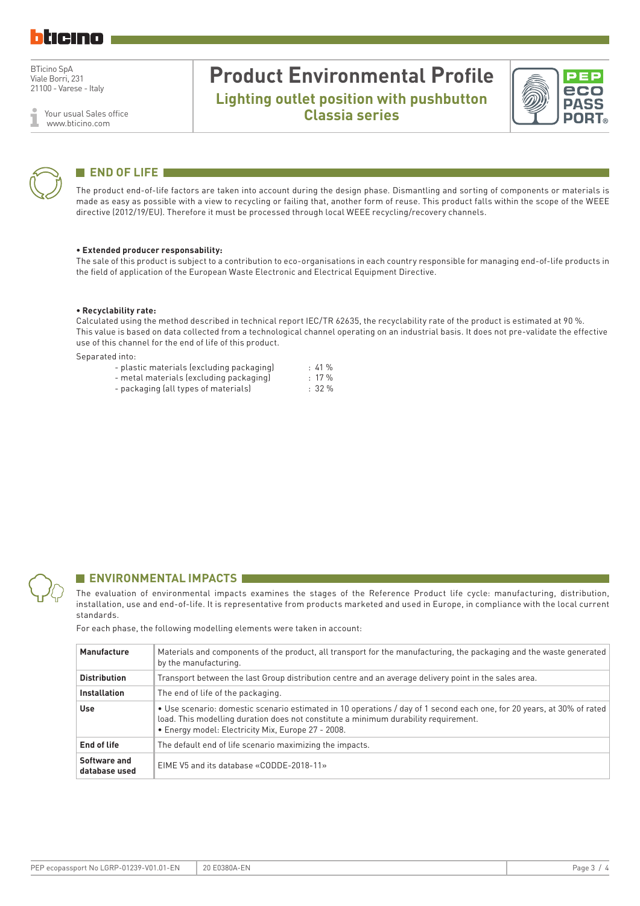## END OF LIFE

The product end-of-life factors are taken into account during the design phase. Dismantling and sorting of components or materials is made as easy as possible with a view to recycling or failing that, another form of reuse. This product falls within the scope of the WEEE directive (2012/19/EU). Therefore it must be processed through local WEEE recycling/recovery channels.

**• Extended producer responsability:**

The sale of this product is subject to a contribution to eco-organisations in each country responsible for managing end-of-life products in the field of application of the European Waste Electronic and Electrical Equipment Directive.

**• Recyclability rate:**

Calculated using the method described in technical report IEC/TR 62635, the recyclability rate of the product is estimated at 90 %.
This value is based on data collected from a technological channel operating on an industrial basis. It does not pre-validate the effective use of this channel for the end of life of this product.

Separated into:

- plastic materials (excluding packaging) : 41 %
- metal materials (excluding packaging) : 17 %
- packaging (all types of materials) : 32 %

## ENVIRONMENTAL IMPACTS

The evaluation of environmental impacts examines the stages of the Reference Product life cycle: manufacturing, distribution, installation, use and end-of-life. It is representative from products marketed and used in Europe, in compliance with the local current standards.

For each phase, the following modelling elements were taken in account:

| | |
|---|---|
| **Manufacture** | Materials and components of the product, all transport for the manufacturing, the packaging and the waste generated by the manufacturing. |
| **Distribution** | Transport between the last Group distribution centre and an average delivery point in the sales area. |
| **Installation** | The end of life of the packaging. |
| **Use** | • Use scenario: domestic scenario estimated in 10 operations / day of 1 second each one, for 20 years, at 30% of rated load. This modelling duration does not constitute a minimum durability requirement.<br>• Energy model: Electricity Mix, Europe 27 - 2008. |
| **End of life** | The default end of life scenario maximizing the impacts. |
| **Software and database used** | EIME V5 and its database «CODDE-2018-11» |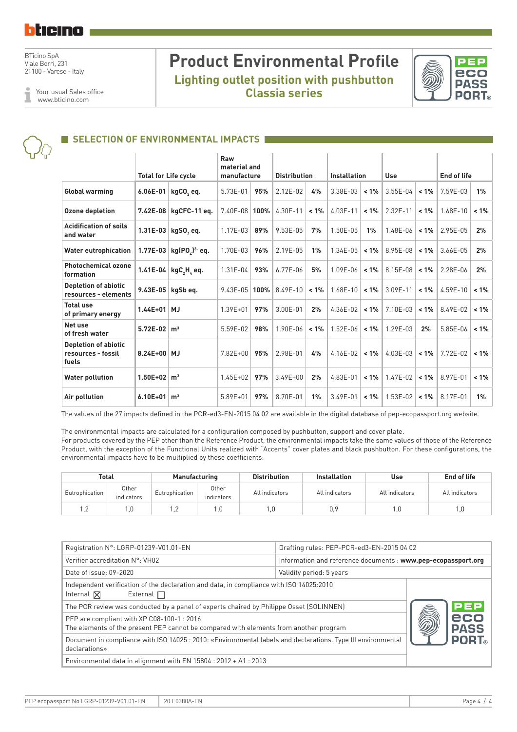BTicino SpA
Viale Borri, 231
21100 - Varese - Italy

Your usual Sales office
www.bticino.com

# Product Environmental Profile

## Lighting outlet position with pushbutton Classia series

## SELECTION OF ENVIRONMENTAL IMPACTS

| | Total for Life cycle | | Raw material and manufacture | | Distribution | | Installation | | Use | | End of life | |
|---|---|---|---|---|---|---|---|---|---|---|---|---|
| **Global warming** | **6.06E-01** | **$kgCO_2$ eq.** | 5.73E-01 | **95%** | 2.12E-02 | **4%** | 3.38E-03 | **< 1%** | 3.55E-04 | **< 1%** | 7.59E-03 | **1%** |
| **Ozone depletion** | **7.42E-08** | **kgCFC-11 eq.** | 7.40E-08 | **100%** | 4.30E-11 | **< 1%** | 4.03E-11 | **< 1%** | 2.32E-11 | **< 1%** | 1.68E-10 | **< 1%** |
| **Acidification of soils and water** | **1.31E-03** | **$kgSO_2$ eq.** | 1.17E-03 | **89%** | 9.53E-05 | **7%** | 1.50E-05 | **1%** | 1.48E-06 | **< 1%** | 2.95E-05 | **2%** |
| **Water eutrophication** | **1.77E-03** | **$kg(PO_4)^{3-}$ eq.** | 1.70E-03 | **96%** | 2.19E-05 | **1%** | 1.34E-05 | **< 1%** | 8.95E-08 | **< 1%** | 3.66E-05 | **2%** |
| **Photochemical ozone formation** | **1.41E-04** | **$kgC_2H_4$ eq.** | 1.31E-04 | **93%** | 6.77E-06 | **5%** | 1.09E-06 | **< 1%** | 8.15E-08 | **< 1%** | 2.28E-06 | **2%** |
| **Depletion of abiotic resources - elements** | **9.43E-05** | **kgSb eq.** | 9.43E-05 | **100%** | 8.49E-10 | **< 1%** | 1.68E-10 | **< 1%** | 3.09E-11 | **< 1%** | 4.59E-10 | **< 1%** |
| **Total use of primary energy** | **1.44E+01** | **MJ** | 1.39E+01 | **97%** | 3.00E-01 | **2%** | 4.36E-02 | **< 1%** | 7.10E-03 | **< 1%** | 8.49E-02 | **< 1%** |
| **Net use of fresh water** | **5.72E-02** | **$m^3$** | 5.59E-02 | **98%** | 1.90E-06 | **< 1%** | 1.52E-06 | **< 1%** | 1.29E-03 | **2%** | 5.85E-06 | **< 1%** |
| **Depletion of abiotic resources - fossil fuels** | **8.24E+00** | **MJ** | 7.82E+00 | **95%** | 2.98E-01 | **4%** | 4.16E-02 | **< 1%** | 4.03E-03 | **< 1%** | 7.72E-02 | **< 1%** |
| **Water pollution** | **1.50E+02** | **$m^3$** | 1.45E+02 | **97%** | 3.49E+00 | **2%** | 4.83E-01 | **< 1%** | 1.47E-02 | **< 1%** | 8.97E-01 | **< 1%** |
| **Air pollution** | **6.10E+01** | **$m^3$** | 5.89E+01 | **97%** | 8.70E-01 | **1%** | 3.49E-01 | **< 1%** | 1.53E-02 | **< 1%** | 8.17E-01 | **1%** |

The values of the 27 impacts defined in the PCR-ed3-EN-2015 04 02 are available in the digital database of pep-ecopassport.org website.

The environmental impacts are calculated for a configuration composed by pushbutton, support and cover plate.
For products covered by the PEP other than the Reference Product, the environmental impacts take the same values of those of the Reference Product, with the exception of the Functional Units realized with "Accents" cover plates and black pushbutton. For these configurations, the environmental impacts have to be multiplied by these coefficients:

| Total | | Manufacturing | | Distribution | Installation | Use | End of life |
|---|---|---|---|---|---|---|---|
| Eutrophication | Other indicators | Eutrophication | Other indicators | All indicators | All indicators | All indicators | All indicators |
| 1,2 | 1,0 | 1,2 | 1,0 | 1,0 | 0,9 | 1,0 | 1,0 |

| | |
|---|---|
| Registration N°: LGRP-01239-V01.01-EN | Drafting rules: PEP-PCR-ed3-EN-2015 04 02 |
| Verifier accreditation N°: VH02 | Information and reference documents : **www.pep-ecopassport.org** |
| Date of issue: 09-2020 | Validity period: 5 years |
| Independent verification of the declaration and data, in compliance with ISO 14025:2010<br>Internal ☒ External ☐ | |
| The PCR review was conducted by a panel of experts chaired by Philippe Osset (SOLINNEN) | |
| PEP are compliant with XP C08-100-1 : 2016<br>The elements of the present PEP cannot be compared with elements from another program | |
| Document in compliance with ISO 14025 : 2010: «Environmental labels and declarations. Type III environmental declarations» | |
| Environmental data in alignment with EN 15804 : 2012 + A1 : 2013 | |

PEP ecopassport No LGRP-01239-V01.01-EN | 20 E0380A-EN